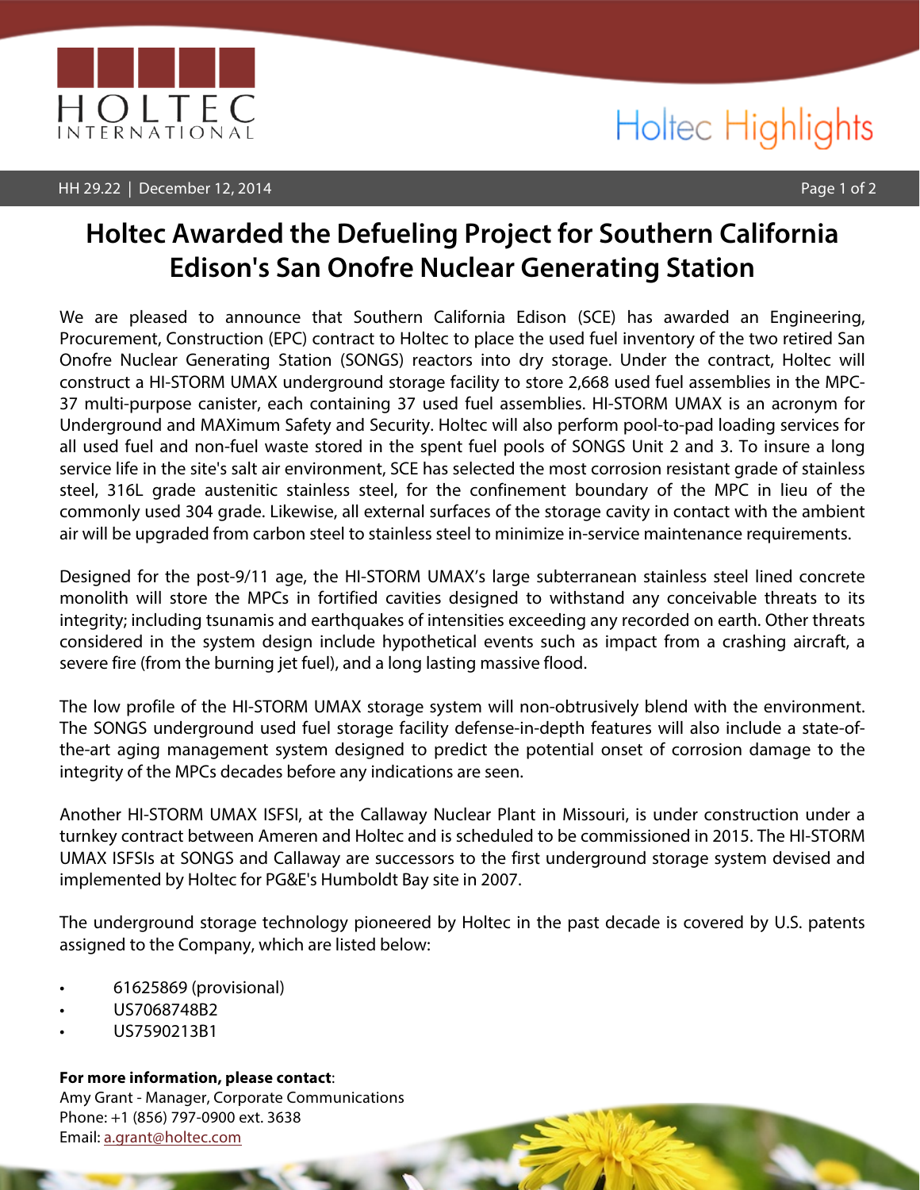# Holtec Awarded the Defueling Project for Southern California Edison's San Onofre Nuclear Generating Station

We are pleased to announce that Southern California Edison (SCE) has awarded an Engineering, Procurement, Construction (EPC) contract to Holtec to place the used fuel inventory of the two retired San Onofre Nuclear Generating Station (SONGS) reactors into dry storage. Under the contract, Holtec will construct a HI-STORM UMAX underground storage facility to store 2,668 used fuel assemblies in the MPC-37 multi-purpose canister, each containing 37 used fuel assemblies. HI-STORM UMAX is an acronym for Underground and MAXimum Safety and Security. Holtec will also perform pool-to-pad loading services for all used fuel and non-fuel waste stored in the spent fuel pools of SONGS Unit 2 and 3. To insure a long service life in the site's salt air environment, SCE has selected the most corrosion resistant grade of stainless steel, 316L grade austenitic stainless steel, for the confinement boundary of the MPC in lieu of the commonly used 304 grade. Likewise, all external surfaces of the storage cavity in contact with the ambient air will be upgraded from carbon steel to stainless steel to minimize in-service maintenance requirements.

Designed for the post-9/11 age, the HI-STORM UMAX's large subterranean stainless steel lined concrete monolith will store the MPCs in fortified cavities designed to withstand any conceivable threats to its integrity; including tsunamis and earthquakes of intensities exceeding any recorded on earth. Other threats considered in the system design include hypothetical events such as impact from a crashing aircraft, a severe fire (from the burning jet fuel), and a long lasting massive flood.

The low profile of the HI-STORM UMAX storage system will non-obtrusively blend with the environment. The SONGS underground used fuel storage facility defense-in-depth features will also include a state-of-the-art aging management system designed to predict the potential onset of corrosion damage to the integrity of the MPCs decades before any indications are seen.

Another HI-STORM UMAX ISFSI, at the Callaway Nuclear Plant in Missouri, is under construction under a turnkey contract between Ameren and Holtec and is scheduled to be commissioned in 2015. The HI-STORM UMAX ISFSIs at SONGS and Callaway are successors to the first underground storage system devised and implemented by Holtec for PG&E's Humboldt Bay site in 2007.

The underground storage technology pioneered by Holtec in the past decade is covered by U.S. patents assigned to the Company, which are listed below:

- 61625869 (provisional)
- US7068748B2
- US7590213B1

**For more information, please contact**:
Amy Grant - Manager, Corporate Communications
Phone: +1 (856) 797-0900 ext. 3638
Email: a.grant@holtec.com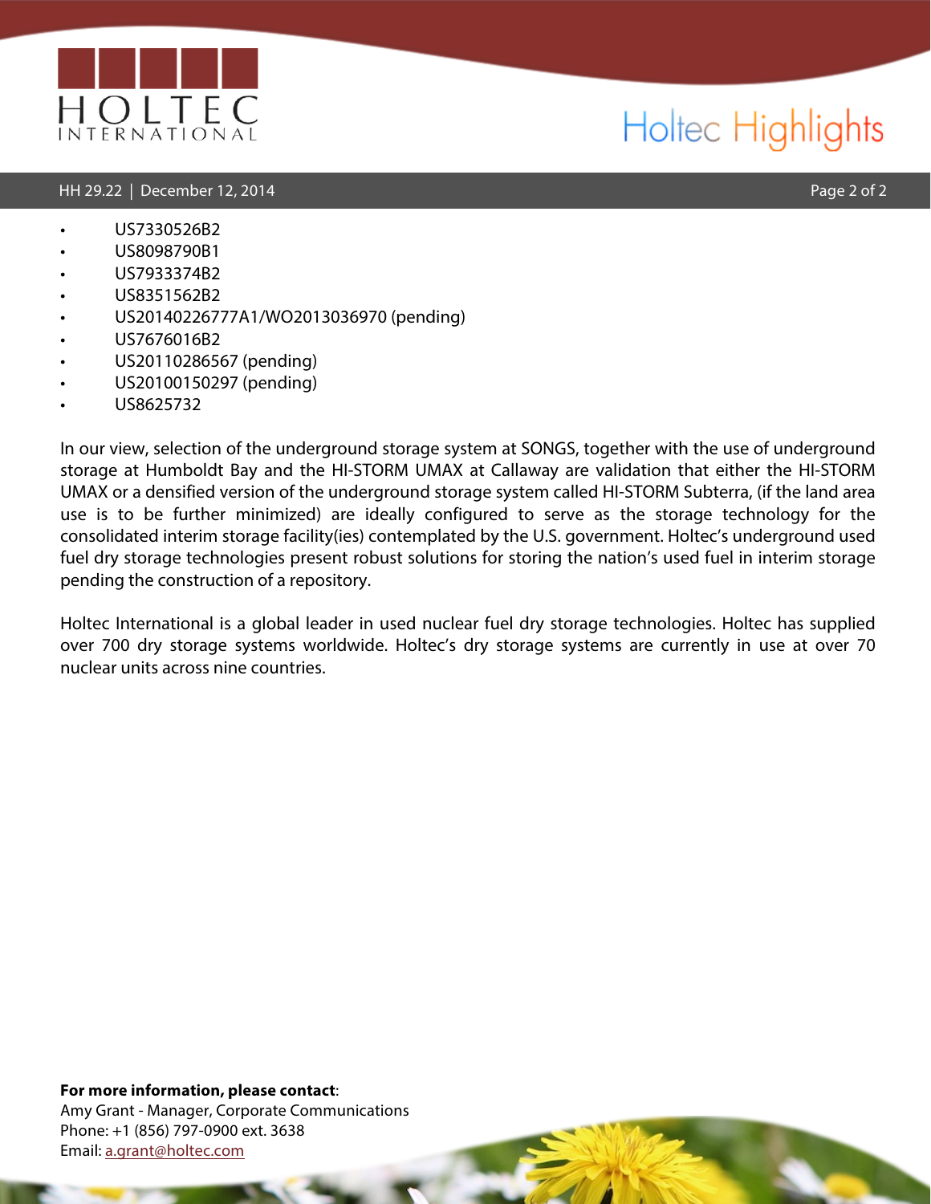- US7330526B2
- US8098790B1
- US7933374B2
- US8351562B2
- US20140226777A1/WO2013036970 (pending)
- US7676016B2
- US20110286567 (pending)
- US20100150297 (pending)
- US8625732

In our view, selection of the underground storage system at SONGS, together with the use of underground storage at Humboldt Bay and the HI-STORM UMAX at Callaway are validation that either the HI-STORM UMAX or a densified version of the underground storage system called HI-STORM Subterra, (if the land area use is to be further minimized) are ideally configured to serve as the storage technology for the consolidated interim storage facility(ies) contemplated by the U.S. government. Holtec's underground used fuel dry storage technologies present robust solutions for storing the nation's used fuel in interim storage pending the construction of a repository.

Holtec International is a global leader in used nuclear fuel dry storage technologies. Holtec has supplied over 700 dry storage systems worldwide. Holtec's dry storage systems are currently in use at over 70 nuclear units across nine countries.

**For more information, please contact**:
Amy Grant - Manager, Corporate Communications
Phone: +1 (856) 797-0900 ext. 3638
Email: a.grant@holtec.com